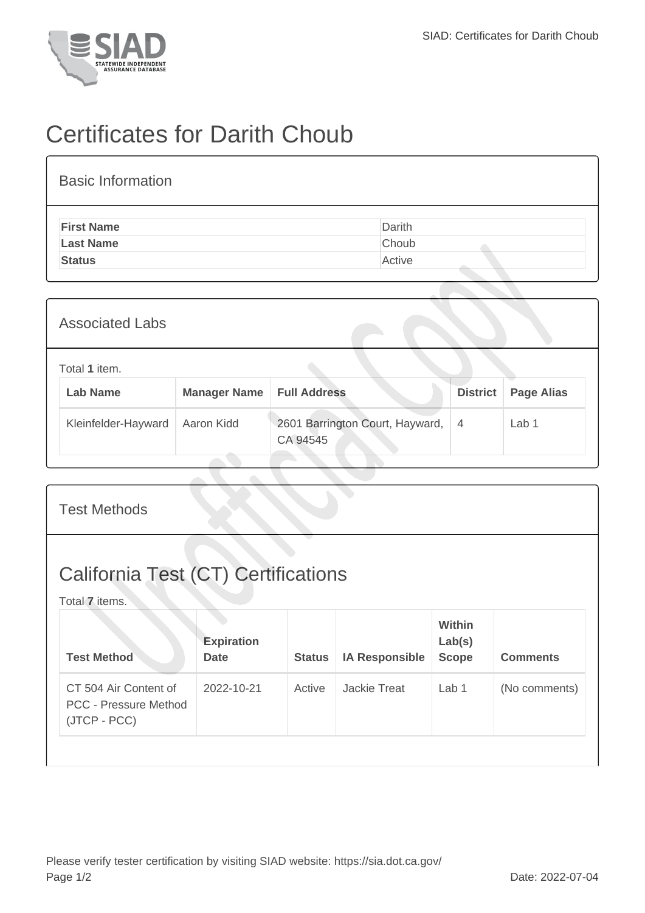# Certificates for Darith Choub

## Basic Information

| | |
|---|---|
| **First Name** | Darith |
| **Last Name** | Choub |
| **Status** | Active |

## Associated Labs

Total **1** item.

| Lab Name | Manager Name | Full Address | District | Page Alias |
|---|---|---|---|---|
| Kleinfelder-Hayward | Aaron Kidd | 2601 Barrington Court, Hayward, CA 94545 | 4 | Lab 1 |

## Test Methods

## California Test (CT) Certifications

Total **7** items.

| Test Method | Expiration Date | Status | IA Responsible | Within Lab(s) Scope | Comments |
|---|---|---|---|---|---|
| CT 504 Air Content of PCC - Pressure Method (JTCP - PCC) | 2022-10-21 | Active | Jackie Treat | Lab 1 | (No comments) |

Please verify tester certification by visiting SIAD website: https://sia.dot.ca.gov/

Date: 2022-07-04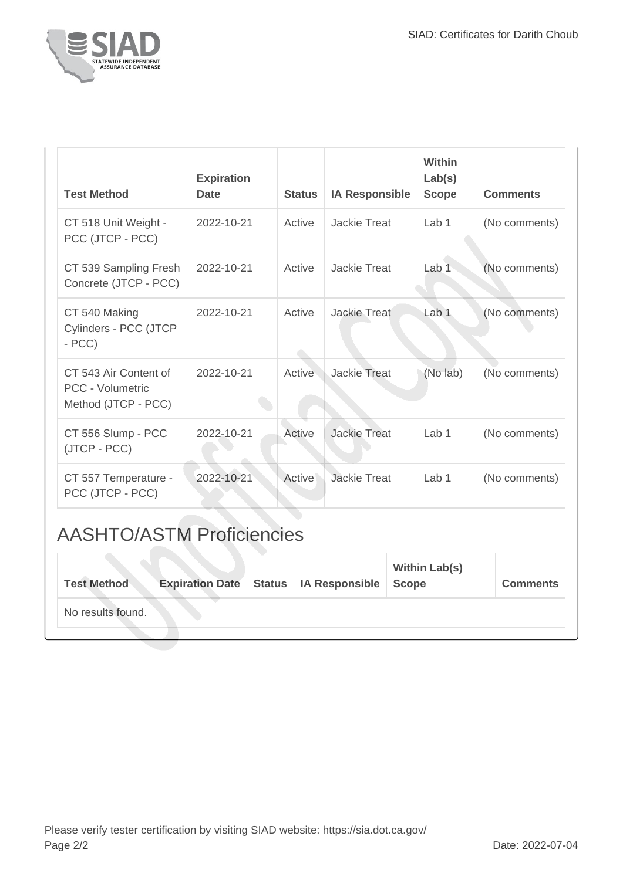| Test Method | Expiration Date | Status | IA Responsible | Within Lab(s) Scope | Comments |
|---|---|---|---|---|---|
| CT 518 Unit Weight - PCC (JTCP - PCC) | 2022-10-21 | Active | Jackie Treat | Lab 1 | (No comments) |
| CT 539 Sampling Fresh Concrete (JTCP - PCC) | 2022-10-21 | Active | Jackie Treat | Lab 1 | (No comments) |
| CT 540 Making Cylinders - PCC (JTCP - PCC) | 2022-10-21 | Active | Jackie Treat | Lab 1 | (No comments) |
| CT 543 Air Content of PCC - Volumetric Method (JTCP - PCC) | 2022-10-21 | Active | Jackie Treat | (No lab) | (No comments) |
| CT 556 Slump - PCC (JTCP - PCC) | 2022-10-21 | Active | Jackie Treat | Lab 1 | (No comments) |
| CT 557 Temperature - PCC (JTCP - PCC) | 2022-10-21 | Active | Jackie Treat | Lab 1 | (No comments) |

## AASHTO/ASTM Proficiencies

| Test Method | Expiration Date | Status | IA Responsible | Within Lab(s) Scope | Comments |
|---|---|---|---|---|---|
| No results found. | | | | | |

Please verify tester certification by visiting SIAD website: https://sia.dot.ca.gov/

Date: 2022-07-04